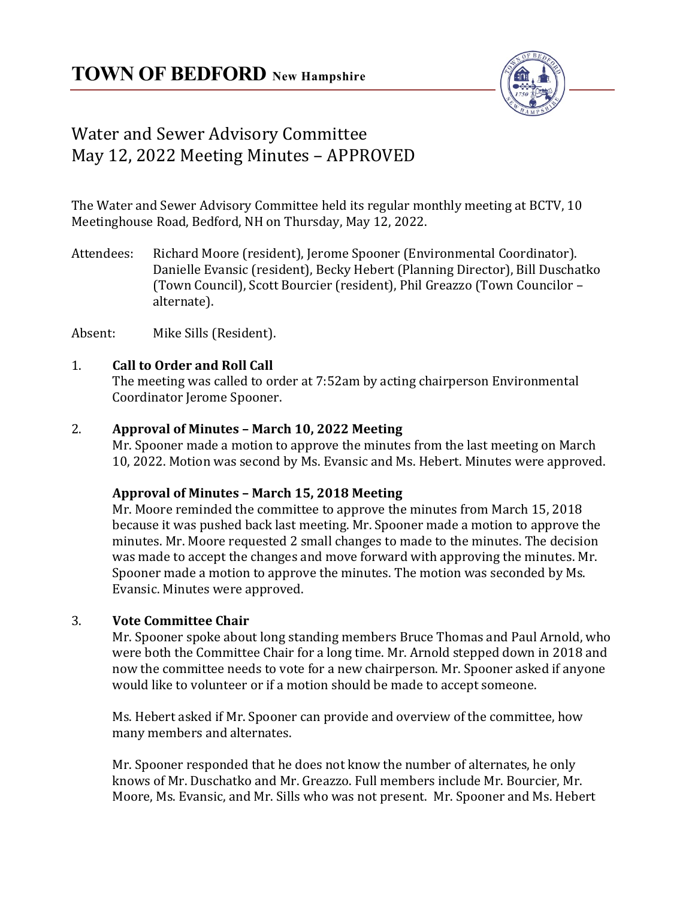# TOWN OF BEDFORD New Hampshire

## Water and Sewer Advisory Committee
## May 12, 2022 Meeting Minutes – APPROVED

The Water and Sewer Advisory Committee held its regular monthly meeting at BCTV, 10 Meetinghouse Road, Bedford, NH on Thursday, May 12, 2022.

Attendees: Richard Moore (resident), Jerome Spooner (Environmental Coordinator). Danielle Evansic (resident), Becky Hebert (Planning Director), Bill Duschatko (Town Council), Scott Bourcier (resident), Phil Greazzo (Town Councilor – alternate).

Absent: Mike Sills (Resident).

1. **Call to Order and Roll Call**

   The meeting was called to order at 7:52am by acting chairperson Environmental Coordinator Jerome Spooner.

2. **Approval of Minutes – March 10, 2022 Meeting**

   Mr. Spooner made a motion to approve the minutes from the last meeting on March 10, 2022. Motion was second by Ms. Evansic and Ms. Hebert. Minutes were approved.

   **Approval of Minutes – March 15, 2018 Meeting**

   Mr. Moore reminded the committee to approve the minutes from March 15, 2018 because it was pushed back last meeting. Mr. Spooner made a motion to approve the minutes. Mr. Moore requested 2 small changes to made to the minutes. The decision was made to accept the changes and move forward with approving the minutes. Mr. Spooner made a motion to approve the minutes. The motion was seconded by Ms. Evansic. Minutes were approved.

3. **Vote Committee Chair**

   Mr. Spooner spoke about long standing members Bruce Thomas and Paul Arnold, who were both the Committee Chair for a long time. Mr. Arnold stepped down in 2018 and now the committee needs to vote for a new chairperson. Mr. Spooner asked if anyone would like to volunteer or if a motion should be made to accept someone.

   Ms. Hebert asked if Mr. Spooner can provide and overview of the committee, how many members and alternates.

   Mr. Spooner responded that he does not know the number of alternates, he only knows of Mr. Duschatko and Mr. Greazzo. Full members include Mr. Bourcier, Mr. Moore, Ms. Evansic, and Mr. Sills who was not present. Mr. Spooner and Ms. Hebert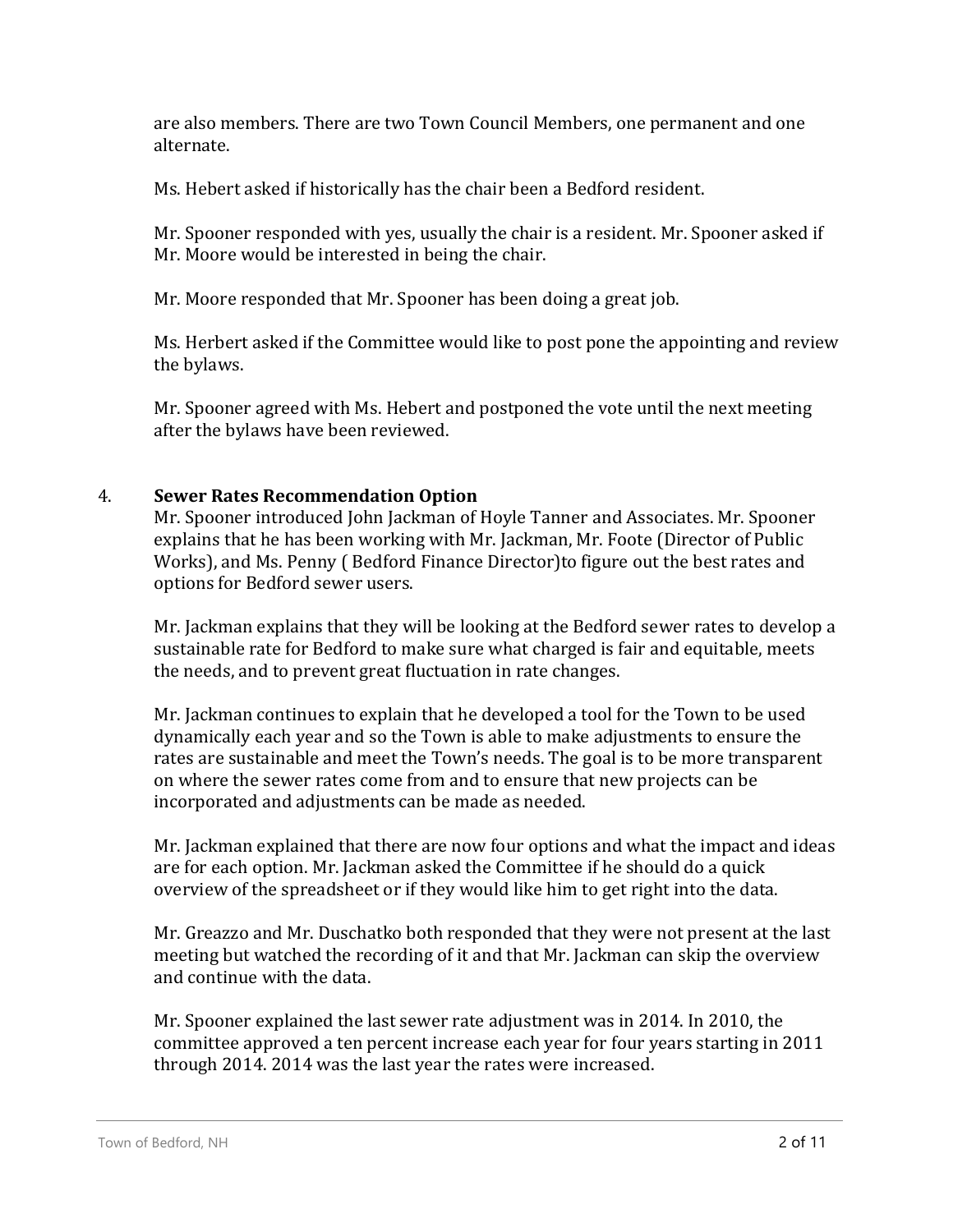are also members. There are two Town Council Members, one permanent and one alternate.

Ms. Hebert asked if historically has the chair been a Bedford resident.

Mr. Spooner responded with yes, usually the chair is a resident. Mr. Spooner asked if Mr. Moore would be interested in being the chair.

Mr. Moore responded that Mr. Spooner has been doing a great job.

Ms. Herbert asked if the Committee would like to post pone the appointing and review the bylaws.

Mr. Spooner agreed with Ms. Hebert and postponed the vote until the next meeting after the bylaws have been reviewed.

4. **Sewer Rates Recommendation Option**

Mr. Spooner introduced John Jackman of Hoyle Tanner and Associates. Mr. Spooner explains that he has been working with Mr. Jackman, Mr. Foote (Director of Public Works), and Ms. Penny ( Bedford Finance Director)to figure out the best rates and options for Bedford sewer users.

Mr. Jackman explains that they will be looking at the Bedford sewer rates to develop a sustainable rate for Bedford to make sure what charged is fair and equitable, meets the needs, and to prevent great fluctuation in rate changes.

Mr. Jackman continues to explain that he developed a tool for the Town to be used dynamically each year and so the Town is able to make adjustments to ensure the rates are sustainable and meet the Town's needs. The goal is to be more transparent on where the sewer rates come from and to ensure that new projects can be incorporated and adjustments can be made as needed.

Mr. Jackman explained that there are now four options and what the impact and ideas are for each option. Mr. Jackman asked the Committee if he should do a quick overview of the spreadsheet or if they would like him to get right into the data.

Mr. Greazzo and Mr. Duschatko both responded that they were not present at the last meeting but watched the recording of it and that Mr. Jackman can skip the overview and continue with the data.

Mr. Spooner explained the last sewer rate adjustment was in 2014. In 2010, the committee approved a ten percent increase each year for four years starting in 2011 through 2014. 2014 was the last year the rates were increased.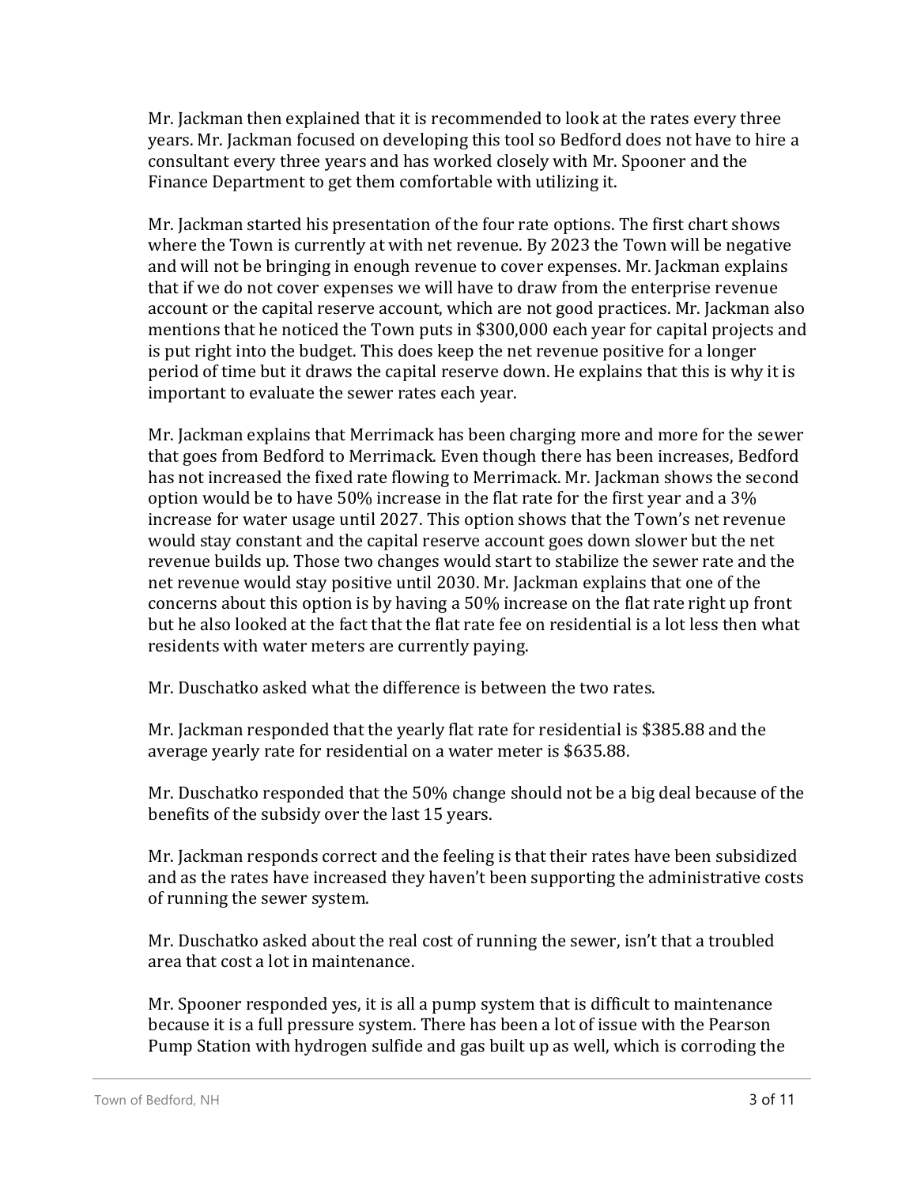Mr. Jackman then explained that it is recommended to look at the rates every three years. Mr. Jackman focused on developing this tool so Bedford does not have to hire a consultant every three years and has worked closely with Mr. Spooner and the Finance Department to get them comfortable with utilizing it.

Mr. Jackman started his presentation of the four rate options. The first chart shows where the Town is currently at with net revenue. By 2023 the Town will be negative and will not be bringing in enough revenue to cover expenses. Mr. Jackman explains that if we do not cover expenses we will have to draw from the enterprise revenue account or the capital reserve account, which are not good practices. Mr. Jackman also mentions that he noticed the Town puts in $300,000 each year for capital projects and is put right into the budget. This does keep the net revenue positive for a longer period of time but it draws the capital reserve down. He explains that this is why it is important to evaluate the sewer rates each year.

Mr. Jackman explains that Merrimack has been charging more and more for the sewer that goes from Bedford to Merrimack. Even though there has been increases, Bedford has not increased the fixed rate flowing to Merrimack. Mr. Jackman shows the second option would be to have 50% increase in the flat rate for the first year and a 3% increase for water usage until 2027. This option shows that the Town's net revenue would stay constant and the capital reserve account goes down slower but the net revenue builds up. Those two changes would start to stabilize the sewer rate and the net revenue would stay positive until 2030. Mr. Jackman explains that one of the concerns about this option is by having a 50% increase on the flat rate right up front but he also looked at the fact that the flat rate fee on residential is a lot less then what residents with water meters are currently paying.

Mr. Duschatko asked what the difference is between the two rates.

Mr. Jackman responded that the yearly flat rate for residential is $385.88 and the average yearly rate for residential on a water meter is $635.88.

Mr. Duschatko responded that the 50% change should not be a big deal because of the benefits of the subsidy over the last 15 years.

Mr. Jackman responds correct and the feeling is that their rates have been subsidized and as the rates have increased they haven't been supporting the administrative costs of running the sewer system.

Mr. Duschatko asked about the real cost of running the sewer, isn't that a troubled area that cost a lot in maintenance.

Mr. Spooner responded yes, it is all a pump system that is difficult to maintenance because it is a full pressure system. There has been a lot of issue with the Pearson Pump Station with hydrogen sulfide and gas built up as well, which is corroding the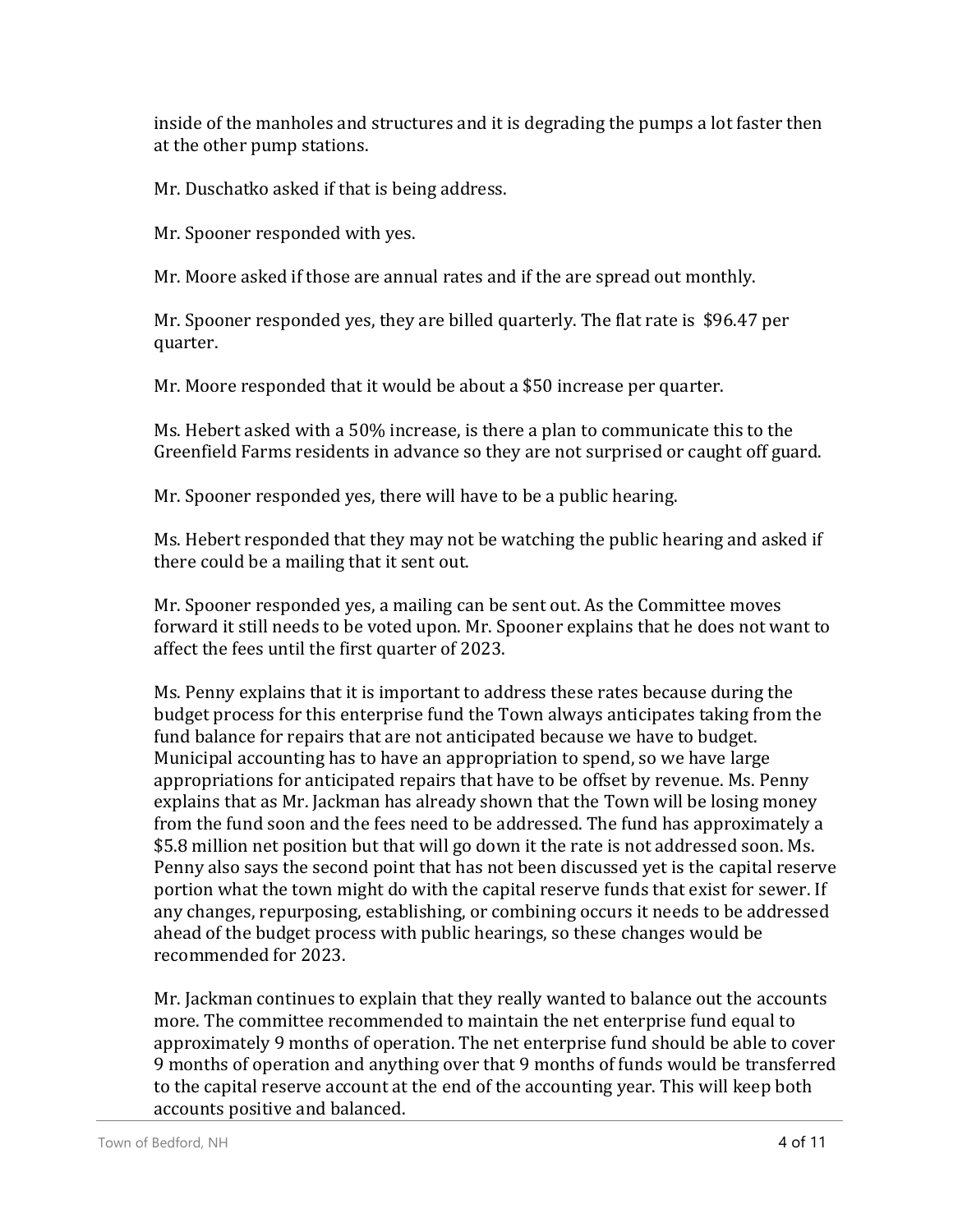inside of the manholes and structures and it is degrading the pumps a lot faster then at the other pump stations.

Mr. Duschatko asked if that is being address.

Mr. Spooner responded with yes.

Mr. Moore asked if those are annual rates and if the are spread out monthly.

Mr. Spooner responded yes, they are billed quarterly. The flat rate is $96.47 per quarter.

Mr. Moore responded that it would be about a $50 increase per quarter.

Ms. Hebert asked with a 50% increase, is there a plan to communicate this to the Greenfield Farms residents in advance so they are not surprised or caught off guard.

Mr. Spooner responded yes, there will have to be a public hearing.

Ms. Hebert responded that they may not be watching the public hearing and asked if there could be a mailing that it sent out.

Mr. Spooner responded yes, a mailing can be sent out. As the Committee moves forward it still needs to be voted upon. Mr. Spooner explains that he does not want to affect the fees until the first quarter of 2023.

Ms. Penny explains that it is important to address these rates because during the budget process for this enterprise fund the Town always anticipates taking from the fund balance for repairs that are not anticipated because we have to budget. Municipal accounting has to have an appropriation to spend, so we have large appropriations for anticipated repairs that have to be offset by revenue. Ms. Penny explains that as Mr. Jackman has already shown that the Town will be losing money from the fund soon and the fees need to be addressed. The fund has approximately a $5.8 million net position but that will go down it the rate is not addressed soon. Ms. Penny also says the second point that has not been discussed yet is the capital reserve portion what the town might do with the capital reserve funds that exist for sewer. If any changes, repurposing, establishing, or combining occurs it needs to be addressed ahead of the budget process with public hearings, so these changes would be recommended for 2023.

Mr. Jackman continues to explain that they really wanted to balance out the accounts more. The committee recommended to maintain the net enterprise fund equal to approximately 9 months of operation. The net enterprise fund should be able to cover 9 months of operation and anything over that 9 months of funds would be transferred to the capital reserve account at the end of the accounting year. This will keep both accounts positive and balanced.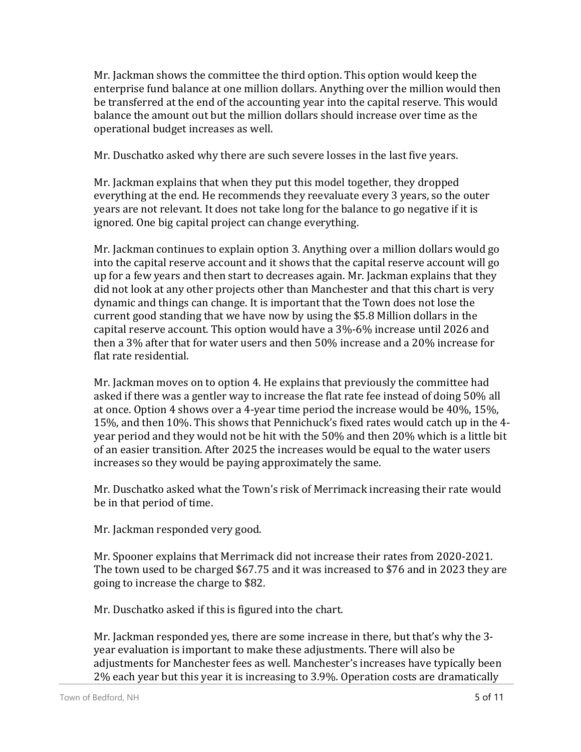Mr. Jackman shows the committee the third option. This option would keep the enterprise fund balance at one million dollars. Anything over the million would then be transferred at the end of the accounting year into the capital reserve. This would balance the amount out but the million dollars should increase over time as the operational budget increases as well.

Mr. Duschatko asked why there are such severe losses in the last five years.

Mr. Jackman explains that when they put this model together, they dropped everything at the end. He recommends they reevaluate every 3 years, so the outer years are not relevant. It does not take long for the balance to go negative if it is ignored. One big capital project can change everything.

Mr. Jackman continues to explain option 3. Anything over a million dollars would go into the capital reserve account and it shows that the capital reserve account will go up for a few years and then start to decreases again. Mr. Jackman explains that they did not look at any other projects other than Manchester and that this chart is very dynamic and things can change. It is important that the Town does not lose the current good standing that we have now by using the $5.8 Million dollars in the capital reserve account. This option would have a 3%-6% increase until 2026 and then a 3% after that for water users and then 50% increase and a 20% increase for flat rate residential.

Mr. Jackman moves on to option 4. He explains that previously the committee had asked if there was a gentler way to increase the flat rate fee instead of doing 50% all at once. Option 4 shows over a 4-year time period the increase would be 40%, 15%, 15%, and then 10%. This shows that Pennichuck's fixed rates would catch up in the 4-year period and they would not be hit with the 50% and then 20% which is a little bit of an easier transition. After 2025 the increases would be equal to the water users increases so they would be paying approximately the same.

Mr. Duschatko asked what the Town's risk of Merrimack increasing their rate would be in that period of time.

Mr. Jackman responded very good.

Mr. Spooner explains that Merrimack did not increase their rates from 2020-2021. The town used to be charged $67.75 and it was increased to $76 and in 2023 they are going to increase the charge to $82.

Mr. Duschatko asked if this is figured into the chart.

Mr. Jackman responded yes, there are some increase in there, but that's why the 3-year evaluation is important to make these adjustments. There will also be adjustments for Manchester fees as well. Manchester's increases have typically been 2% each year but this year it is increasing to 3.9%. Operation costs are dramatically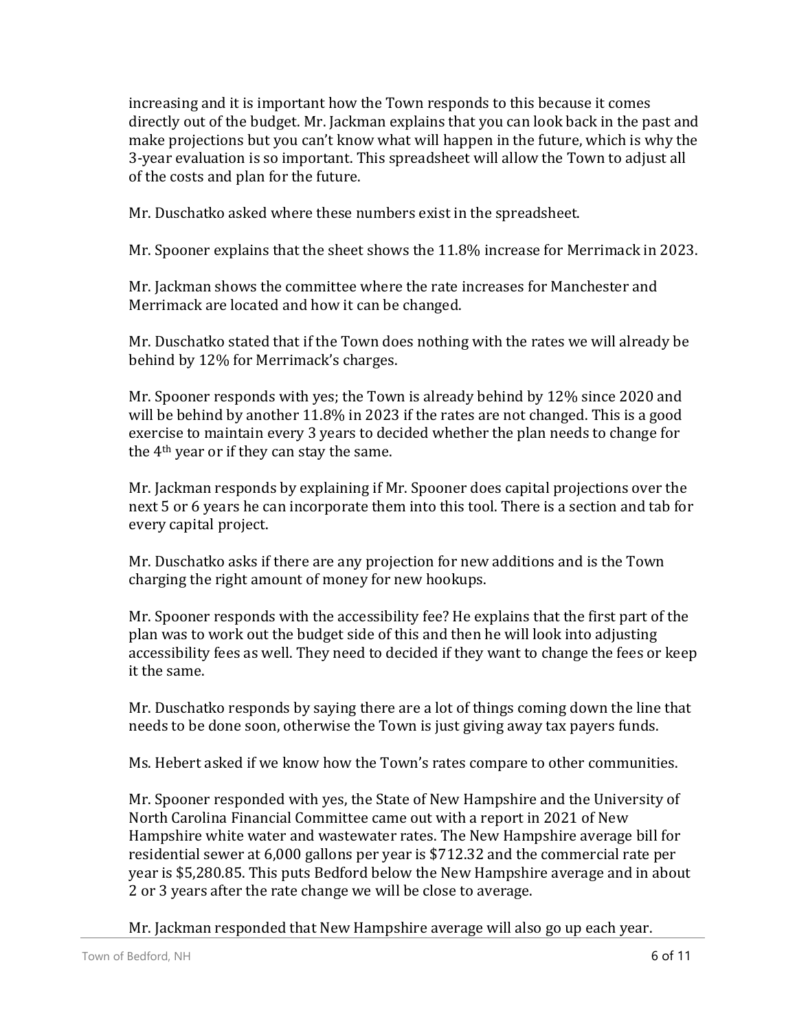increasing and it is important how the Town responds to this because it comes directly out of the budget. Mr. Jackman explains that you can look back in the past and make projections but you can't know what will happen in the future, which is why the 3-year evaluation is so important. This spreadsheet will allow the Town to adjust all of the costs and plan for the future.

Mr. Duschatko asked where these numbers exist in the spreadsheet.

Mr. Spooner explains that the sheet shows the 11.8% increase for Merrimack in 2023.

Mr. Jackman shows the committee where the rate increases for Manchester and Merrimack are located and how it can be changed.

Mr. Duschatko stated that if the Town does nothing with the rates we will already be behind by 12% for Merrimack's charges.

Mr. Spooner responds with yes; the Town is already behind by 12% since 2020 and will be behind by another 11.8% in 2023 if the rates are not changed. This is a good exercise to maintain every 3 years to decided whether the plan needs to change for the 4th year or if they can stay the same.

Mr. Jackman responds by explaining if Mr. Spooner does capital projections over the next 5 or 6 years he can incorporate them into this tool. There is a section and tab for every capital project.

Mr. Duschatko asks if there are any projection for new additions and is the Town charging the right amount of money for new hookups.

Mr. Spooner responds with the accessibility fee? He explains that the first part of the plan was to work out the budget side of this and then he will look into adjusting accessibility fees as well. They need to decided if they want to change the fees or keep it the same.

Mr. Duschatko responds by saying there are a lot of things coming down the line that needs to be done soon, otherwise the Town is just giving away tax payers funds.

Ms. Hebert asked if we know how the Town's rates compare to other communities.

Mr. Spooner responded with yes, the State of New Hampshire and the University of North Carolina Financial Committee came out with a report in 2021 of New Hampshire white water and wastewater rates. The New Hampshire average bill for residential sewer at 6,000 gallons per year is $712.32 and the commercial rate per year is $5,280.85. This puts Bedford below the New Hampshire average and in about 2 or 3 years after the rate change we will be close to average.

Mr. Jackman responded that New Hampshire average will also go up each year.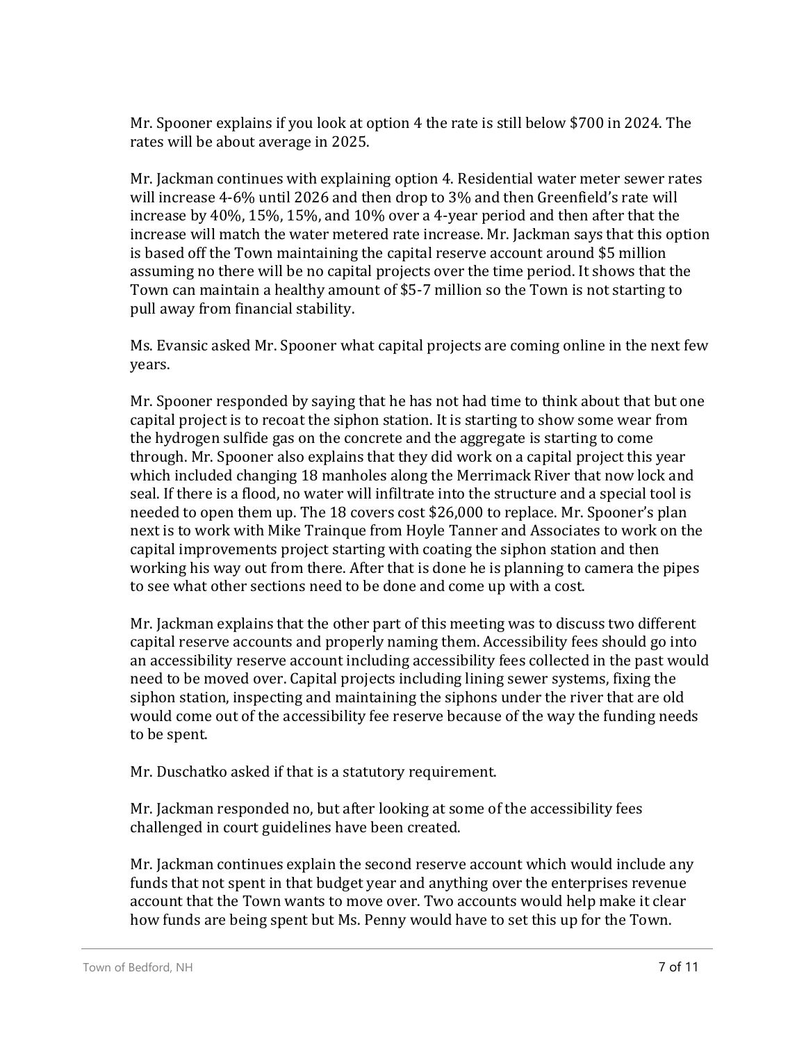Mr. Spooner explains if you look at option 4 the rate is still below $700 in 2024. The rates will be about average in 2025.

Mr. Jackman continues with explaining option 4. Residential water meter sewer rates will increase 4-6% until 2026 and then drop to 3% and then Greenfield's rate will increase by 40%, 15%, 15%, and 10% over a 4-year period and then after that the increase will match the water metered rate increase. Mr. Jackman says that this option is based off the Town maintaining the capital reserve account around $5 million assuming no there will be no capital projects over the time period. It shows that the Town can maintain a healthy amount of $5-7 million so the Town is not starting to pull away from financial stability.

Ms. Evansic asked Mr. Spooner what capital projects are coming online in the next few years.

Mr. Spooner responded by saying that he has not had time to think about that but one capital project is to recoat the siphon station. It is starting to show some wear from the hydrogen sulfide gas on the concrete and the aggregate is starting to come through. Mr. Spooner also explains that they did work on a capital project this year which included changing 18 manholes along the Merrimack River that now lock and seal. If there is a flood, no water will infiltrate into the structure and a special tool is needed to open them up. The 18 covers cost $26,000 to replace. Mr. Spooner's plan next is to work with Mike Trainque from Hoyle Tanner and Associates to work on the capital improvements project starting with coating the siphon station and then working his way out from there. After that is done he is planning to camera the pipes to see what other sections need to be done and come up with a cost.

Mr. Jackman explains that the other part of this meeting was to discuss two different capital reserve accounts and properly naming them. Accessibility fees should go into an accessibility reserve account including accessibility fees collected in the past would need to be moved over. Capital projects including lining sewer systems, fixing the siphon station, inspecting and maintaining the siphons under the river that are old would come out of the accessibility fee reserve because of the way the funding needs to be spent.

Mr. Duschatko asked if that is a statutory requirement.

Mr. Jackman responded no, but after looking at some of the accessibility fees challenged in court guidelines have been created.

Mr. Jackman continues explain the second reserve account which would include any funds that not spent in that budget year and anything over the enterprises revenue account that the Town wants to move over. Two accounts would help make it clear how funds are being spent but Ms. Penny would have to set this up for the Town.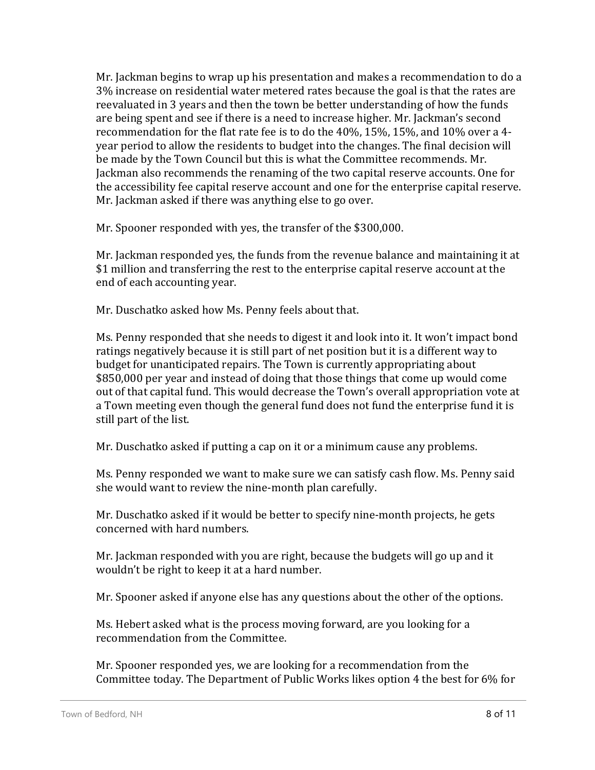Mr. Jackman begins to wrap up his presentation and makes a recommendation to do a 3% increase on residential water metered rates because the goal is that the rates are reevaluated in 3 years and then the town be better understanding of how the funds are being spent and see if there is a need to increase higher. Mr. Jackman's second recommendation for the flat rate fee is to do the 40%, 15%, 15%, and 10% over a 4-year period to allow the residents to budget into the changes. The final decision will be made by the Town Council but this is what the Committee recommends. Mr. Jackman also recommends the renaming of the two capital reserve accounts. One for the accessibility fee capital reserve account and one for the enterprise capital reserve. Mr. Jackman asked if there was anything else to go over.

Mr. Spooner responded with yes, the transfer of the $300,000.

Mr. Jackman responded yes, the funds from the revenue balance and maintaining it at $1 million and transferring the rest to the enterprise capital reserve account at the end of each accounting year.

Mr. Duschatko asked how Ms. Penny feels about that.

Ms. Penny responded that she needs to digest it and look into it. It won't impact bond ratings negatively because it is still part of net position but it is a different way to budget for unanticipated repairs. The Town is currently appropriating about $850,000 per year and instead of doing that those things that come up would come out of that capital fund. This would decrease the Town's overall appropriation vote at a Town meeting even though the general fund does not fund the enterprise fund it is still part of the list.

Mr. Duschatko asked if putting a cap on it or a minimum cause any problems.

Ms. Penny responded we want to make sure we can satisfy cash flow. Ms. Penny said she would want to review the nine-month plan carefully.

Mr. Duschatko asked if it would be better to specify nine-month projects, he gets concerned with hard numbers.

Mr. Jackman responded with you are right, because the budgets will go up and it wouldn't be right to keep it at a hard number.

Mr. Spooner asked if anyone else has any questions about the other of the options.

Ms. Hebert asked what is the process moving forward, are you looking for a recommendation from the Committee.

Mr. Spooner responded yes, we are looking for a recommendation from the Committee today. The Department of Public Works likes option 4 the best for 6% for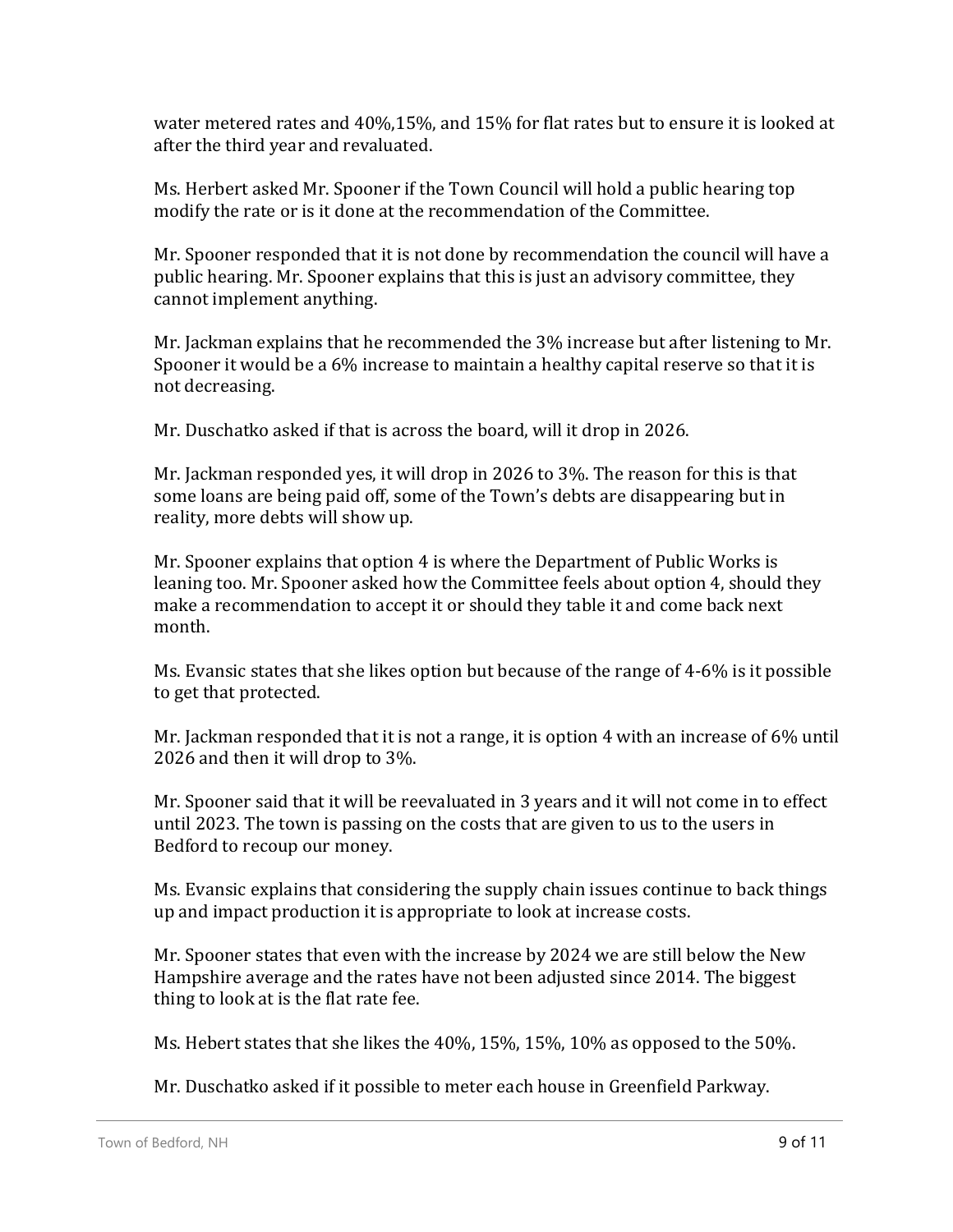water metered rates and 40%,15%, and 15% for flat rates but to ensure it is looked at after the third year and revaluated.

Ms. Herbert asked Mr. Spooner if the Town Council will hold a public hearing top modify the rate or is it done at the recommendation of the Committee.

Mr. Spooner responded that it is not done by recommendation the council will have a public hearing. Mr. Spooner explains that this is just an advisory committee, they cannot implement anything.

Mr. Jackman explains that he recommended the 3% increase but after listening to Mr. Spooner it would be a 6% increase to maintain a healthy capital reserve so that it is not decreasing.

Mr. Duschatko asked if that is across the board, will it drop in 2026.

Mr. Jackman responded yes, it will drop in 2026 to 3%. The reason for this is that some loans are being paid off, some of the Town's debts are disappearing but in reality, more debts will show up.

Mr. Spooner explains that option 4 is where the Department of Public Works is leaning too. Mr. Spooner asked how the Committee feels about option 4, should they make a recommendation to accept it or should they table it and come back next month.

Ms. Evansic states that she likes option but because of the range of 4-6% is it possible to get that protected.

Mr. Jackman responded that it is not a range, it is option 4 with an increase of 6% until 2026 and then it will drop to 3%.

Mr. Spooner said that it will be reevaluated in 3 years and it will not come in to effect until 2023. The town is passing on the costs that are given to us to the users in Bedford to recoup our money.

Ms. Evansic explains that considering the supply chain issues continue to back things up and impact production it is appropriate to look at increase costs.

Mr. Spooner states that even with the increase by 2024 we are still below the New Hampshire average and the rates have not been adjusted since 2014. The biggest thing to look at is the flat rate fee.

Ms. Hebert states that she likes the 40%, 15%, 15%, 10% as opposed to the 50%.

Mr. Duschatko asked if it possible to meter each house in Greenfield Parkway.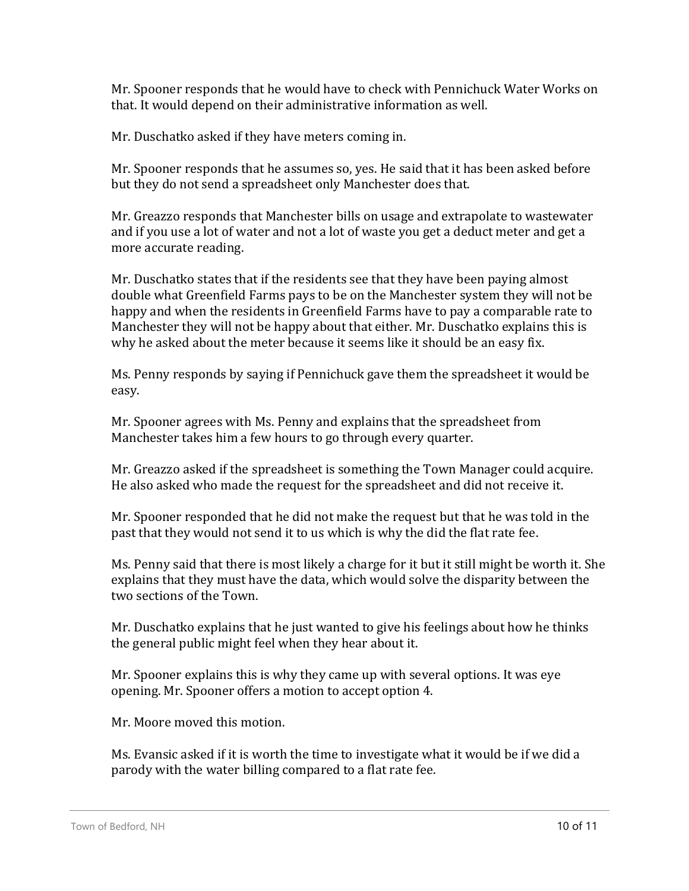Mr. Spooner responds that he would have to check with Pennichuck Water Works on that. It would depend on their administrative information as well.

Mr. Duschatko asked if they have meters coming in.

Mr. Spooner responds that he assumes so, yes. He said that it has been asked before but they do not send a spreadsheet only Manchester does that.

Mr. Greazzo responds that Manchester bills on usage and extrapolate to wastewater and if you use a lot of water and not a lot of waste you get a deduct meter and get a more accurate reading.

Mr. Duschatko states that if the residents see that they have been paying almost double what Greenfield Farms pays to be on the Manchester system they will not be happy and when the residents in Greenfield Farms have to pay a comparable rate to Manchester they will not be happy about that either. Mr. Duschatko explains this is why he asked about the meter because it seems like it should be an easy fix.

Ms. Penny responds by saying if Pennichuck gave them the spreadsheet it would be easy.

Mr. Spooner agrees with Ms. Penny and explains that the spreadsheet from Manchester takes him a few hours to go through every quarter.

Mr. Greazzo asked if the spreadsheet is something the Town Manager could acquire. He also asked who made the request for the spreadsheet and did not receive it.

Mr. Spooner responded that he did not make the request but that he was told in the past that they would not send it to us which is why the did the flat rate fee.

Ms. Penny said that there is most likely a charge for it but it still might be worth it. She explains that they must have the data, which would solve the disparity between the two sections of the Town.

Mr. Duschatko explains that he just wanted to give his feelings about how he thinks the general public might feel when they hear about it.

Mr. Spooner explains this is why they came up with several options. It was eye opening. Mr. Spooner offers a motion to accept option 4.

Mr. Moore moved this motion.

Ms. Evansic asked if it is worth the time to investigate what it would be if we did a parody with the water billing compared to a flat rate fee.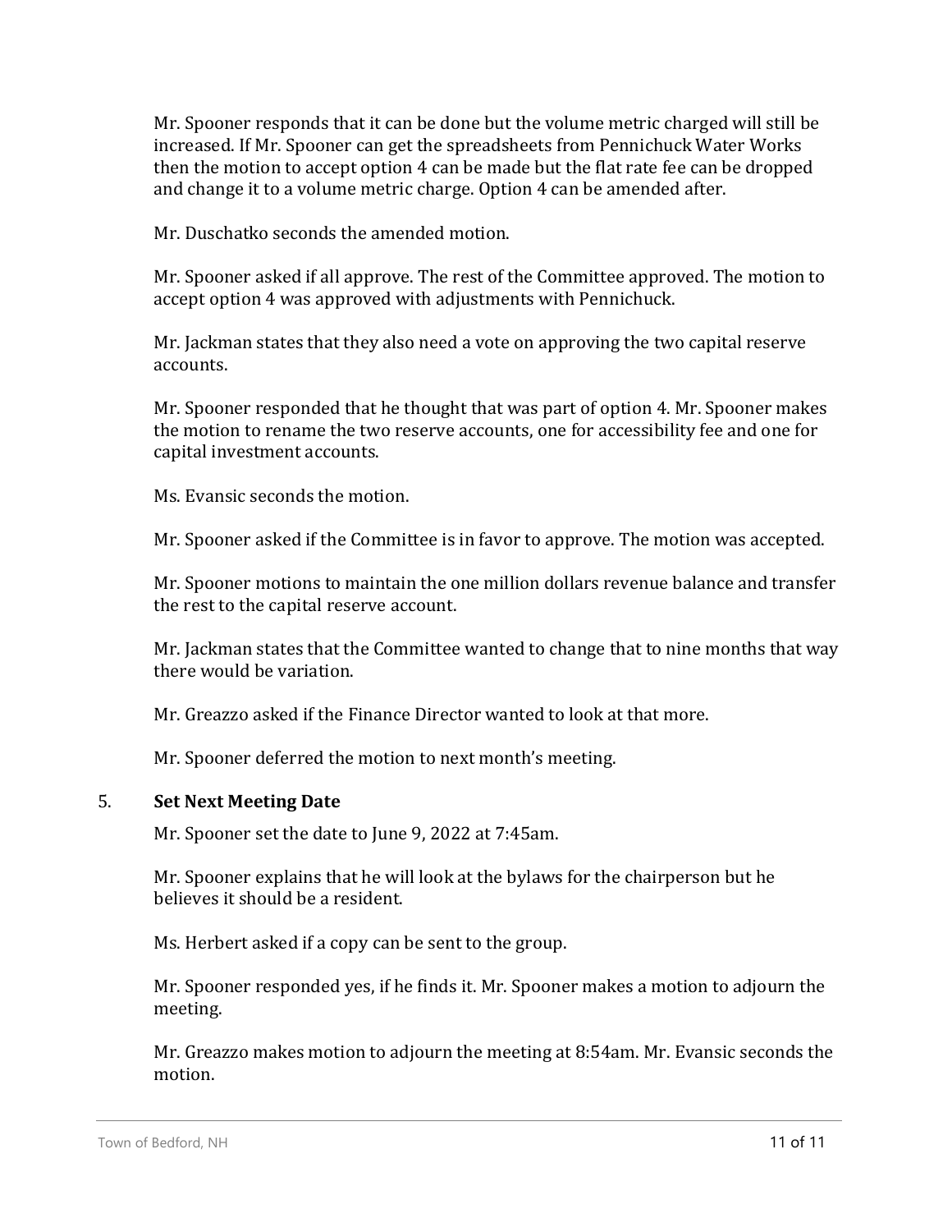Mr. Spooner responds that it can be done but the volume metric charged will still be increased. If Mr. Spooner can get the spreadsheets from Pennichuck Water Works then the motion to accept option 4 can be made but the flat rate fee can be dropped and change it to a volume metric charge. Option 4 can be amended after.

Mr. Duschatko seconds the amended motion.

Mr. Spooner asked if all approve. The rest of the Committee approved. The motion to accept option 4 was approved with adjustments with Pennichuck.

Mr. Jackman states that they also need a vote on approving the two capital reserve accounts.

Mr. Spooner responded that he thought that was part of option 4. Mr. Spooner makes the motion to rename the two reserve accounts, one for accessibility fee and one for capital investment accounts.

Ms. Evansic seconds the motion.

Mr. Spooner asked if the Committee is in favor to approve. The motion was accepted.

Mr. Spooner motions to maintain the one million dollars revenue balance and transfer the rest to the capital reserve account.

Mr. Jackman states that the Committee wanted to change that to nine months that way there would be variation.

Mr. Greazzo asked if the Finance Director wanted to look at that more.

Mr. Spooner deferred the motion to next month's meeting.

## 5. **Set Next Meeting Date**

Mr. Spooner set the date to June 9, 2022 at 7:45am.

Mr. Spooner explains that he will look at the bylaws for the chairperson but he believes it should be a resident.

Ms. Herbert asked if a copy can be sent to the group.

Mr. Spooner responded yes, if he finds it. Mr. Spooner makes a motion to adjourn the meeting.

Mr. Greazzo makes motion to adjourn the meeting at 8:54am. Mr. Evansic seconds the motion.